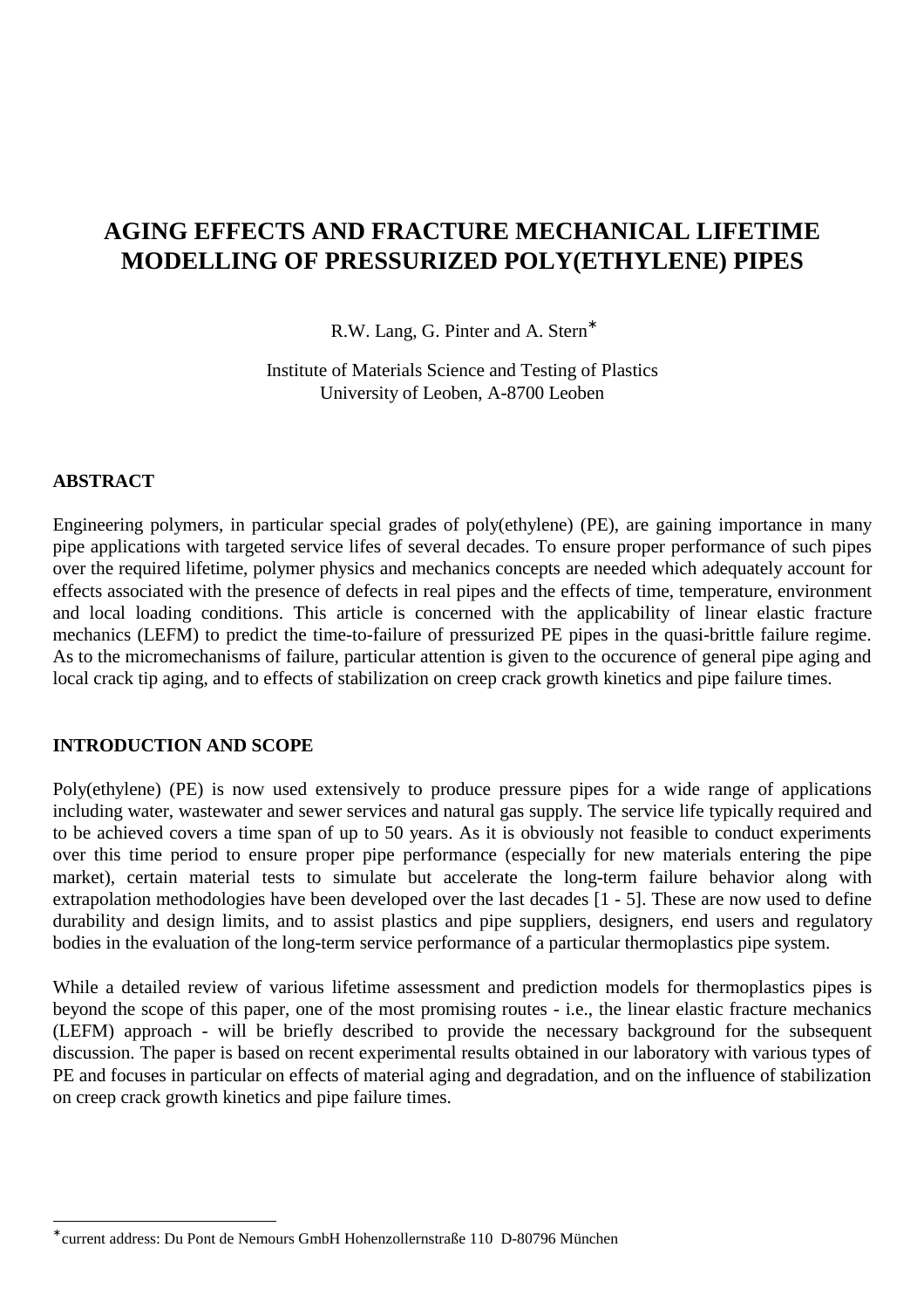# AGING EFFECTS AND FRACTURE MECHANICAL LIFETIME MODELLING OF PRESSURIZED POLY(ETHYLENE) PIPES

R.W. Lang, G. Pinter and A. Stern*

Institute of Materials Science and Testing of Plastics
University of Leoben, A-8700 Leoben

## ABSTRACT

Engineering polymers, in particular special grades of poly(ethylene) (PE), are gaining importance in many pipe applications with targeted service lifes of several decades. To ensure proper performance of such pipes over the required lifetime, polymer physics and mechanics concepts are needed which adequately account for effects associated with the presence of defects in real pipes and the effects of time, temperature, environment and local loading conditions. This article is concerned with the applicability of linear elastic fracture mechanics (LEFM) to predict the time-to-failure of pressurized PE pipes in the quasi-brittle failure regime. As to the micromechanisms of failure, particular attention is given to the occurence of general pipe aging and local crack tip aging, and to effects of stabilization on creep crack growth kinetics and pipe failure times.

## INTRODUCTION AND SCOPE

Poly(ethylene) (PE) is now used extensively to produce pressure pipes for a wide range of applications including water, wastewater and sewer services and natural gas supply. The service life typically required and to be achieved covers a time span of up to 50 years. As it is obviously not feasible to conduct experiments over this time period to ensure proper pipe performance (especially for new materials entering the pipe market), certain material tests to simulate but accelerate the long-term failure behavior along with extrapolation methodologies have been developed over the last decades [1 - 5]. These are now used to define durability and design limits, and to assist plastics and pipe suppliers, designers, end users and regulatory bodies in the evaluation of the long-term service performance of a particular thermoplastics pipe system.

While a detailed review of various lifetime assessment and prediction models for thermoplastics pipes is beyond the scope of this paper, one of the most promising routes - i.e., the linear elastic fracture mechanics (LEFM) approach - will be briefly described to provide the necessary background for the subsequent discussion. The paper is based on recent experimental results obtained in our laboratory with various types of PE and focuses in particular on effects of material aging and degradation, and on the influence of stabilization on creep crack growth kinetics and pipe failure times.

---

*current address: Du Pont de Nemours GmbH Hohenzollernstraße 110 D-80796 München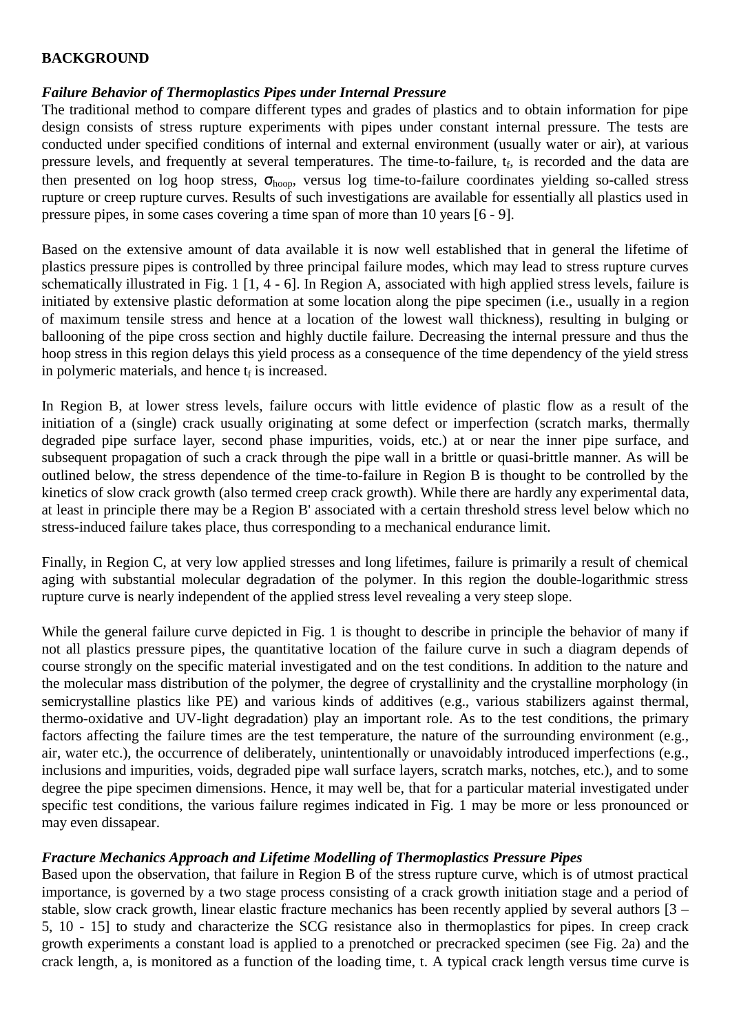## BACKGROUND

### *Failure Behavior of Thermoplastics Pipes under Internal Pressure*

The traditional method to compare different types and grades of plastics and to obtain information for pipe design consists of stress rupture experiments with pipes under constant internal pressure. The tests are conducted under specified conditions of internal and external environment (usually water or air), at various pressure levels, and frequently at several temperatures. The time-to-failure, $t_f$, is recorded and the data are then presented on log hoop stress, $\sigma_{hoop}$, versus log time-to-failure coordinates yielding so-called stress rupture or creep rupture curves. Results of such investigations are available for essentially all plastics used in pressure pipes, in some cases covering a time span of more than 10 years [6 - 9].

Based on the extensive amount of data available it is now well established that in general the lifetime of plastics pressure pipes is controlled by three principal failure modes, which may lead to stress rupture curves schematically illustrated in Fig. 1 [1, 4 - 6]. In Region A, associated with high applied stress levels, failure is initiated by extensive plastic deformation at some location along the pipe specimen (i.e., usually in a region of maximum tensile stress and hence at a location of the lowest wall thickness), resulting in bulging or ballooning of the pipe cross section and highly ductile failure. Decreasing the internal pressure and thus the hoop stress in this region delays this yield process as a consequence of the time dependency of the yield stress in polymeric materials, and hence $t_f$ is increased.

In Region B, at lower stress levels, failure occurs with little evidence of plastic flow as a result of the initiation of a (single) crack usually originating at some defect or imperfection (scratch marks, thermally degraded pipe surface layer, second phase impurities, voids, etc.) at or near the inner pipe surface, and subsequent propagation of such a crack through the pipe wall in a brittle or quasi-brittle manner. As will be outlined below, the stress dependence of the time-to-failure in Region B is thought to be controlled by the kinetics of slow crack growth (also termed creep crack growth). While there are hardly any experimental data, at least in principle there may be a Region B' associated with a certain threshold stress level below which no stress-induced failure takes place, thus corresponding to a mechanical endurance limit.

Finally, in Region C, at very low applied stresses and long lifetimes, failure is primarily a result of chemical aging with substantial molecular degradation of the polymer. In this region the double-logarithmic stress rupture curve is nearly independent of the applied stress level revealing a very steep slope.

While the general failure curve depicted in Fig. 1 is thought to describe in principle the behavior of many if not all plastics pressure pipes, the quantitative location of the failure curve in such a diagram depends of course strongly on the specific material investigated and on the test conditions. In addition to the nature and the molecular mass distribution of the polymer, the degree of crystallinity and the crystalline morphology (in semicrystalline plastics like PE) and various kinds of additives (e.g., various stabilizers against thermal, thermo-oxidative and UV-light degradation) play an important role. As to the test conditions, the primary factors affecting the failure times are the test temperature, the nature of the surrounding environment (e.g., air, water etc.), the occurrence of deliberately, unintentionally or unavoidably introduced imperfections (e.g., inclusions and impurities, voids, degraded pipe wall surface layers, scratch marks, notches, etc.), and to some degree the pipe specimen dimensions. Hence, it may well be, that for a particular material investigated under specific test conditions, the various failure regimes indicated in Fig. 1 may be more or less pronounced or may even dissapear.

### *Fracture Mechanics Approach and Lifetime Modelling of Thermoplastics Pressure Pipes*

Based upon the observation, that failure in Region B of the stress rupture curve, which is of utmost practical importance, is governed by a two stage process consisting of a crack growth initiation stage and a period of stable, slow crack growth, linear elastic fracture mechanics has been recently applied by several authors [3 – 5, 10 - 15] to study and characterize the SCG resistance also in thermoplastics for pipes. In creep crack growth experiments a constant load is applied to a prenotched or precracked specimen (see Fig. 2a) and the crack length, a, is monitored as a function of the loading time, t. A typical crack length versus time curve is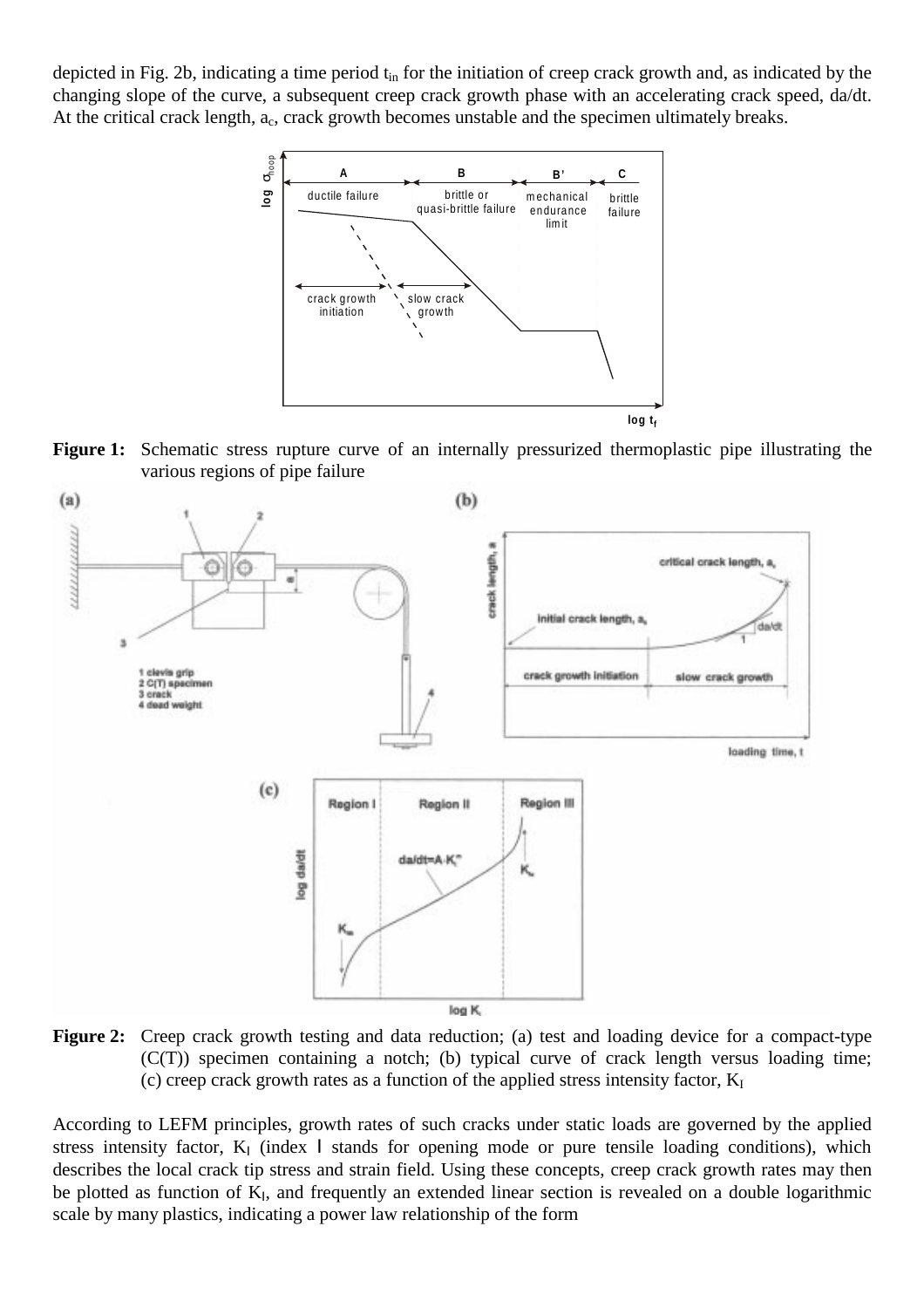depicted in Fig. 2b, indicating a time period $t_{in}$ for the initiation of creep crack growth and, as indicated by the changing slope of the curve, a subsequent creep crack growth phase with an accelerating crack speed, da/dt. At the critical crack length, $a_c$, crack growth becomes unstable and the specimen ultimately breaks.

**Figure 1:** Schematic stress rupture curve of an internally pressurized thermoplastic pipe illustrating the various regions of pipe failure

**Figure 2:** Creep crack growth testing and data reduction; (a) test and loading device for a compact-type (C(T)) specimen containing a notch; (b) typical curve of crack length versus loading time; (c) creep crack growth rates as a function of the applied stress intensity factor, $K_I$

According to LEFM principles, growth rates of such cracks under static loads are governed by the applied stress intensity factor, $K_I$ (index I stands for opening mode or pure tensile loading conditions), which describes the local crack tip stress and strain field. Using these concepts, creep crack growth rates may then be plotted as function of $K_I$, and frequently an extended linear section is revealed on a double logarithmic scale by many plastics, indicating a power law relationship of the form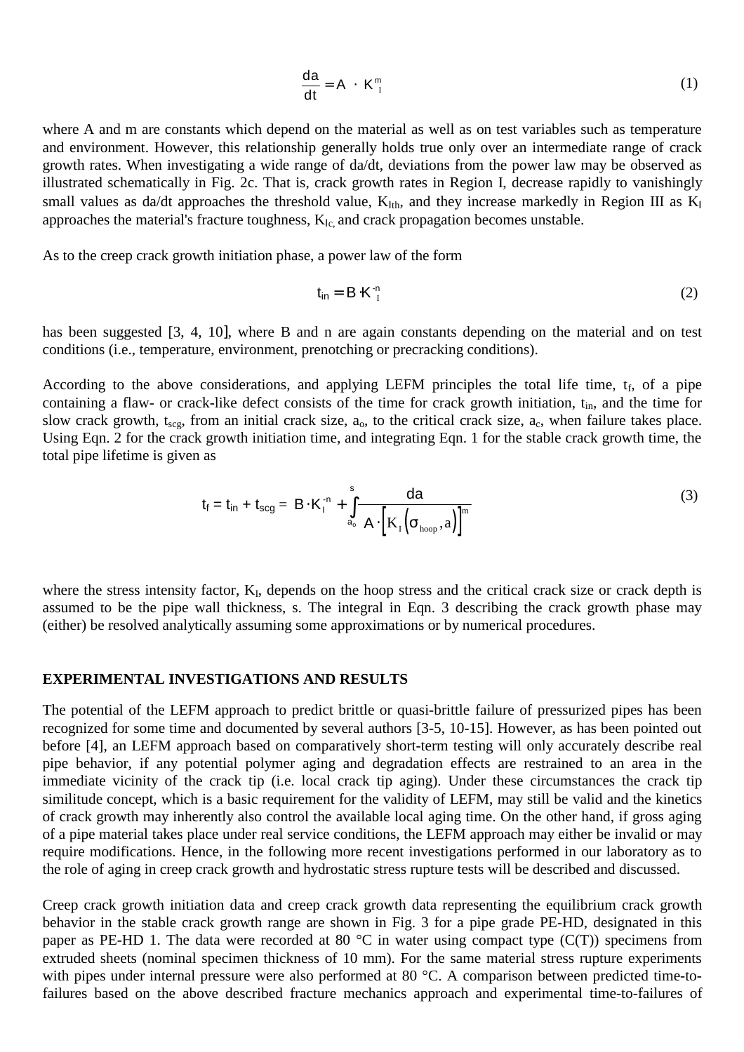$$\frac{da}{dt} = A \cdot K_I^m \tag{1}$$

where A and m are constants which depend on the material as well as on test variables such as temperature and environment. However, this relationship generally holds true only over an intermediate range of crack growth rates. When investigating a wide range of da/dt, deviations from the power law may be observed as illustrated schematically in Fig. 2c. That is, crack growth rates in Region I, decrease rapidly to vanishingly small values as da/dt approaches the threshold value, $K_{Ith}$, and they increase markedly in Region III as $K_I$ approaches the material's fracture toughness, $K_{Ic,}$ and crack propagation becomes unstable.

As to the creep crack growth initiation phase, a power law of the form

$$t_{in} = B \cdot K_I^{-n} \tag{2}$$

has been suggested [3, 4, 10], where B and n are again constants depending on the material and on test conditions (i.e., temperature, environment, prenotching or precracking conditions).

According to the above considerations, and applying LEFM principles the total life time, $t_f$, of a pipe containing a flaw- or crack-like defect consists of the time for crack growth initiation, $t_{in}$, and the time for slow crack growth, $t_{scg}$, from an initial crack size, $a_o$, to the critical crack size, $a_c$, when failure takes place. Using Eqn. 2 for the crack growth initiation time, and integrating Eqn. 1 for the stable crack growth time, the total pipe lifetime is given as

$$t_f = t_{in} + t_{scg} = B \cdot K_I^{-n} + \int_{a_o}^{s} \frac{da}{A \cdot \left[K_I\left(\sigma_{hoop}, a\right)\right]^m} \tag{3}$$

where the stress intensity factor, $K_I$, depends on the hoop stress and the critical crack size or crack depth is assumed to be the pipe wall thickness, s. The integral in Eqn. 3 describing the crack growth phase may (either) be resolved analytically assuming some approximations or by numerical procedures.

## EXPERIMENTAL INVESTIGATIONS AND RESULTS

The potential of the LEFM approach to predict brittle or quasi-brittle failure of pressurized pipes has been recognized for some time and documented by several authors [3-5, 10-15]. However, as has been pointed out before [4], an LEFM approach based on comparatively short-term testing will only accurately describe real pipe behavior, if any potential polymer aging and degradation effects are restrained to an area in the immediate vicinity of the crack tip (i.e. local crack tip aging). Under these circumstances the crack tip similitude concept, which is a basic requirement for the validity of LEFM, may still be valid and the kinetics of crack growth may inherently also control the available local aging time. On the other hand, if gross aging of a pipe material takes place under real service conditions, the LEFM approach may either be invalid or may require modifications. Hence, in the following more recent investigations performed in our laboratory as to the role of aging in creep crack growth and hydrostatic stress rupture tests will be described and discussed.

Creep crack growth initiation data and creep crack growth data representing the equilibrium crack growth behavior in the stable crack growth range are shown in Fig. 3 for a pipe grade PE-HD, designated in this paper as PE-HD 1. The data were recorded at 80 °C in water using compact type (C(T)) specimens from extruded sheets (nominal specimen thickness of 10 mm). For the same material stress rupture experiments with pipes under internal pressure were also performed at 80 °C. A comparison between predicted time-to-failures based on the above described fracture mechanics approach and experimental time-to-failures of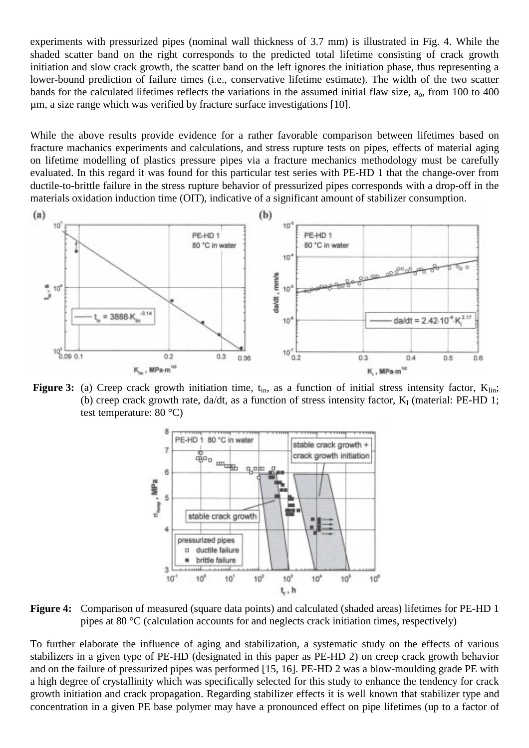experiments with pressurized pipes (nominal wall thickness of 3.7 mm) is illustrated in Fig. 4. While the shaded scatter band on the right corresponds to the predicted total lifetime consisting of crack growth initiation and slow crack growth, the scatter band on the left ignores the initiation phase, thus representing a lower-bound prediction of failure times (i.e., conservative lifetime estimate). The width of the two scatter bands for the calculated lifetimes reflects the variations in the assumed initial flaw size, $a_o$, from 100 to 400 µm, a size range which was verified by fracture surface investigations [10].

While the above results provide evidence for a rather favorable comparison between lifetimes based on fracture machanics experiments and calculations, and stress rupture tests on pipes, effects of material aging on lifetime modelling of plastics pressure pipes via a fracture mechanics methodology must be carefully evaluated. In this regard it was found for this particular test series with PE-HD 1 that the change-over from ductile-to-brittle failure in the stress rupture behavior of pressurized pipes corresponds with a drop-off in the materials oxidation induction time (OIT), indicative of a significant amount of stabilizer consumption.

**Figure 3:** (a) Creep crack growth initiation time, $t_{in}$, as a function of initial stress intensity factor, $K_{Iin}$; (b) creep crack growth rate, da/dt, as a function of stress intensity factor, $K_I$ (material: PE-HD 1; test temperature: 80 °C)

**Figure 4:** Comparison of measured (square data points) and calculated (shaded areas) lifetimes for PE-HD 1 pipes at 80 °C (calculation accounts for and neglects crack initiation times, respectively)

To further elaborate the influence of aging and stabilization, a systematic study on the effects of various stabilizers in a given type of PE-HD (designated in this paper as PE-HD 2) on creep crack growth behavior and on the failure of pressurized pipes was performed [15, 16]. PE-HD 2 was a blow-moulding grade PE with a high degree of crystallinity which was specifically selected for this study to enhance the tendency for crack growth initiation and crack propagation. Regarding stabilizer effects it is well known that stabilizer type and concentration in a given PE base polymer may have a pronounced effect on pipe lifetimes (up to a factor of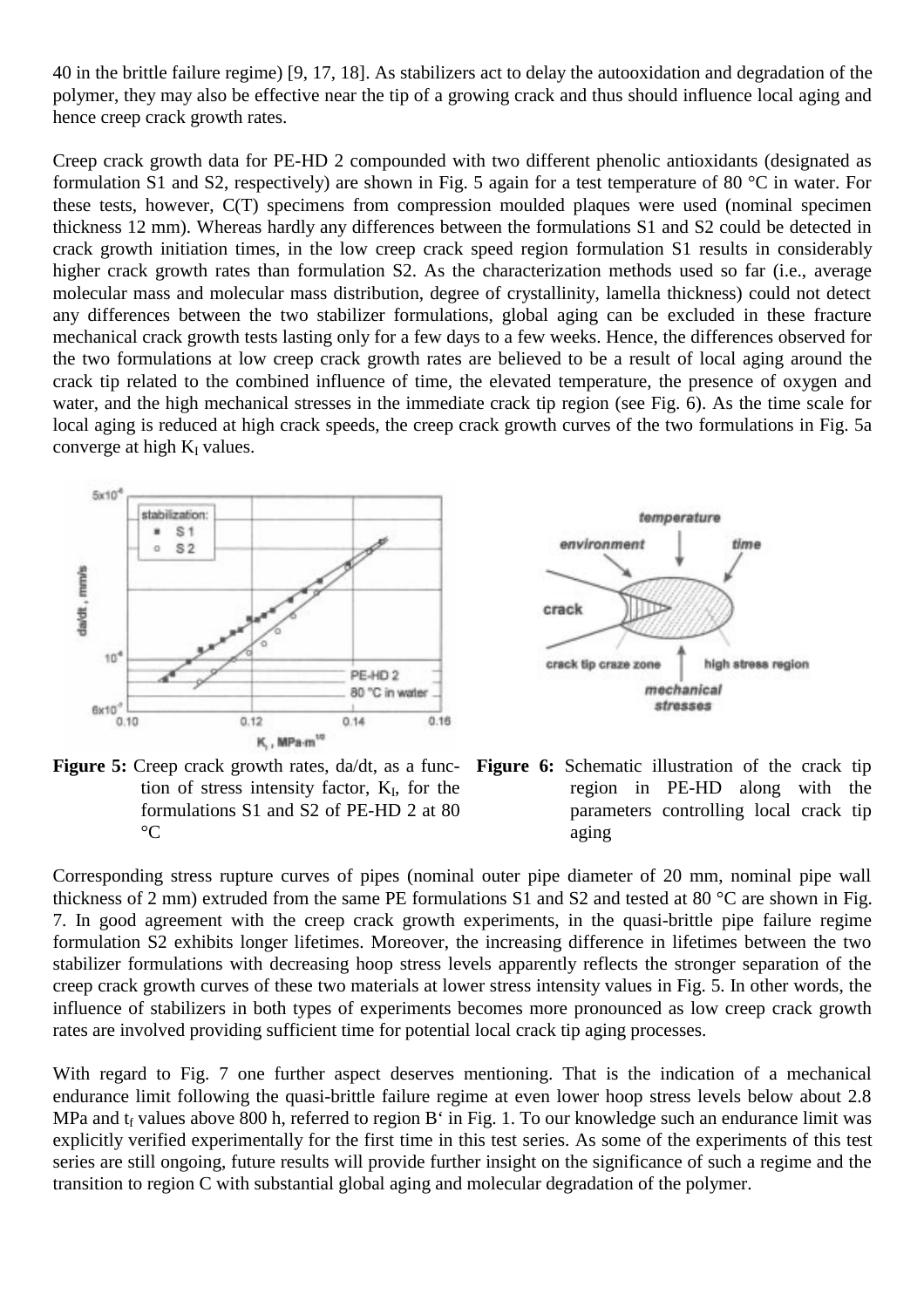40 in the brittle failure regime) [9, 17, 18]. As stabilizers act to delay the autooxidation and degradation of the polymer, they may also be effective near the tip of a growing crack and thus should influence local aging and hence creep crack growth rates.

Creep crack growth data for PE-HD 2 compounded with two different phenolic antioxidants (designated as formulation S1 and S2, respectively) are shown in Fig. 5 again for a test temperature of 80 °C in water. For these tests, however, C(T) specimens from compression moulded plaques were used (nominal specimen thickness 12 mm). Whereas hardly any differences between the formulations S1 and S2 could be detected in crack growth initiation times, in the low creep crack speed region formulation S1 results in considerably higher crack growth rates than formulation S2. As the characterization methods used so far (i.e., average molecular mass and molecular mass distribution, degree of crystallinity, lamella thickness) could not detect any differences between the two stabilizer formulations, global aging can be excluded in these fracture mechanical crack growth tests lasting only for a few days to a few weeks. Hence, the differences observed for the two formulations at low creep crack growth rates are believed to be a result of local aging around the crack tip related to the combined influence of time, the elevated temperature, the presence of oxygen and water, and the high mechanical stresses in the immediate crack tip region (see Fig. 6). As the time scale for local aging is reduced at high crack speeds, the creep crack growth curves of the two formulations in Fig. 5a converge at high $K_I$ values.

**Figure 5:** Creep crack growth rates, da/dt, as a function of stress intensity factor, $K_I$, for the formulations S1 and S2 of PE-HD 2 at 80 °C

**Figure 6:** Schematic illustration of the crack tip region in PE-HD along with the parameters controlling local crack tip aging

Corresponding stress rupture curves of pipes (nominal outer pipe diameter of 20 mm, nominal pipe wall thickness of 2 mm) extruded from the same PE formulations S1 and S2 and tested at 80 °C are shown in Fig. 7. In good agreement with the creep crack growth experiments, in the quasi-brittle pipe failure regime formulation S2 exhibits longer lifetimes. Moreover, the increasing difference in lifetimes between the two stabilizer formulations with decreasing hoop stress levels apparently reflects the stronger separation of the creep crack growth curves of these two materials at lower stress intensity values in Fig. 5. In other words, the influence of stabilizers in both types of experiments becomes more pronounced as low creep crack growth rates are involved providing sufficient time for potential local crack tip aging processes.

With regard to Fig. 7 one further aspect deserves mentioning. That is the indication of a mechanical endurance limit following the quasi-brittle failure regime at even lower hoop stress levels below about 2.8 MPa and $t_f$ values above 800 h, referred to region B' in Fig. 1. To our knowledge such an endurance limit was explicitly verified experimentally for the first time in this test series. As some of the experiments of this test series are still ongoing, future results will provide further insight on the significance of such a regime and the transition to region C with substantial global aging and molecular degradation of the polymer.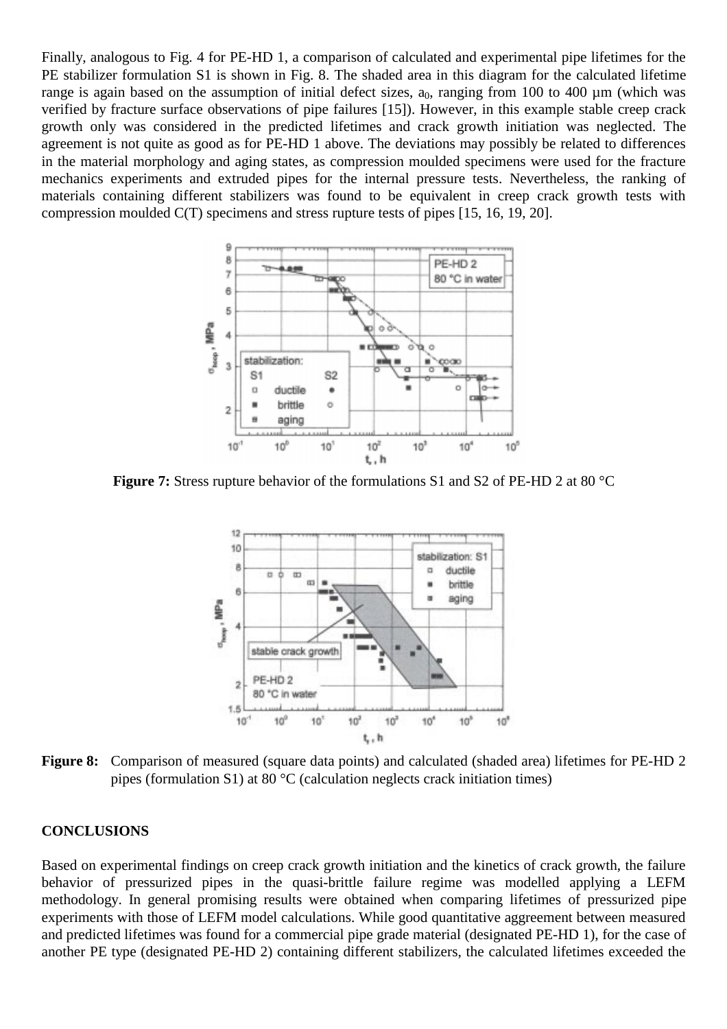Finally, analogous to Fig. 4 for PE-HD 1, a comparison of calculated and experimental pipe lifetimes for the PE stabilizer formulation S1 is shown in Fig. 8. The shaded area in this diagram for the calculated lifetime range is again based on the assumption of initial defect sizes, $a_0$, ranging from 100 to 400 µm (which was verified by fracture surface observations of pipe failures [15]). However, in this example stable creep crack growth only was considered in the predicted lifetimes and crack growth initiation was neglected. The agreement is not quite as good as for PE-HD 1 above. The deviations may possibly be related to differences in the material morphology and aging states, as compression moulded specimens were used for the fracture mechanics experiments and extruded pipes for the internal pressure tests. Nevertheless, the ranking of materials containing different stabilizers was found to be equivalent in creep crack growth tests with compression moulded C(T) specimens and stress rupture tests of pipes [15, 16, 19, 20].

**Figure 7:** Stress rupture behavior of the formulations S1 and S2 of PE-HD 2 at 80 °C

**Figure 8:** Comparison of measured (square data points) and calculated (shaded area) lifetimes for PE-HD 2 pipes (formulation S1) at 80 °C (calculation neglects crack initiation times)

## CONCLUSIONS

Based on experimental findings on creep crack growth initiation and the kinetics of crack growth, the failure behavior of pressurized pipes in the quasi-brittle failure regime was modelled applying a LEFM methodology. In general promising results were obtained when comparing lifetimes of pressurized pipe experiments with those of LEFM model calculations. While good quantitative aggreement between measured and predicted lifetimes was found for a commercial pipe grade material (designated PE-HD 1), for the case of another PE type (designated PE-HD 2) containing different stabilizers, the calculated lifetimes exceeded the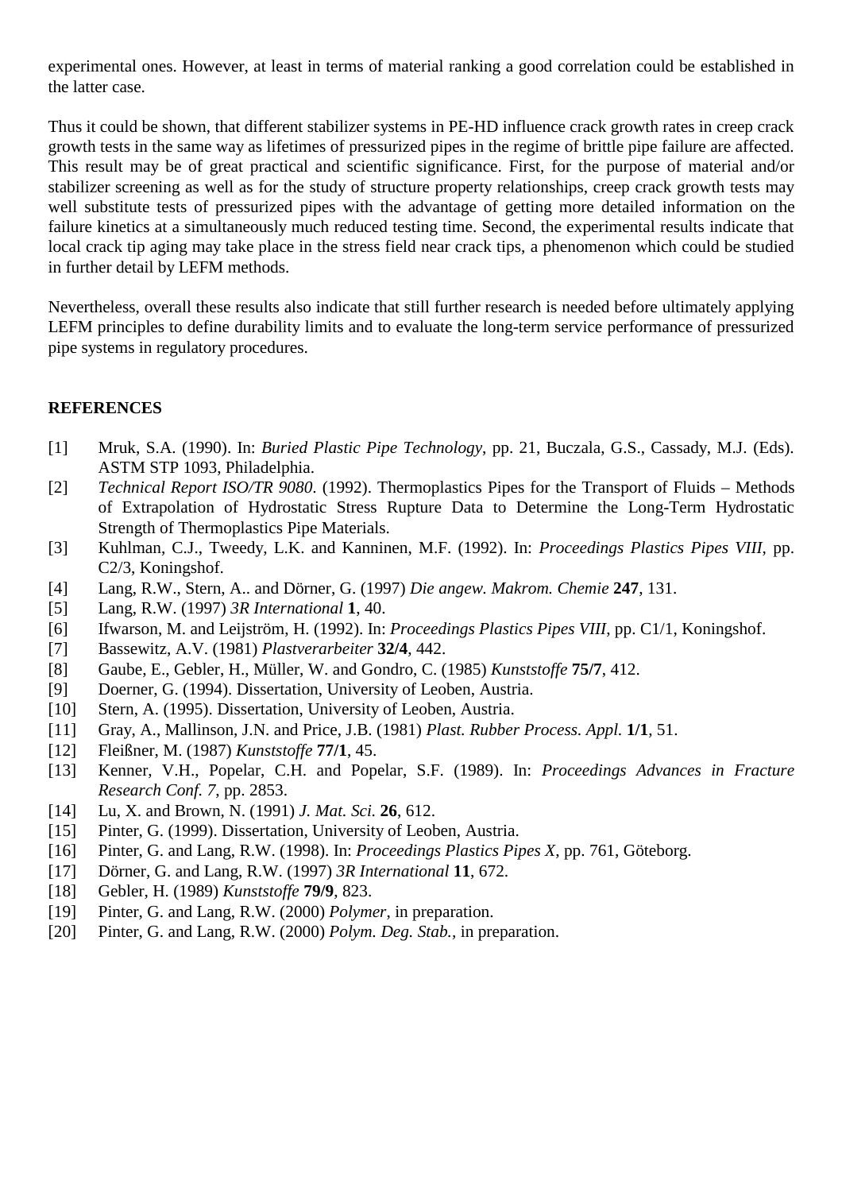experimental ones. However, at least in terms of material ranking a good correlation could be established in the latter case.

Thus it could be shown, that different stabilizer systems in PE-HD influence crack growth rates in creep crack growth tests in the same way as lifetimes of pressurized pipes in the regime of brittle pipe failure are affected. This result may be of great practical and scientific significance. First, for the purpose of material and/or stabilizer screening as well as for the study of structure property relationships, creep crack growth tests may well substitute tests of pressurized pipes with the advantage of getting more detailed information on the failure kinetics at a simultaneously much reduced testing time. Second, the experimental results indicate that local crack tip aging may take place in the stress field near crack tips, a phenomenon which could be studied in further detail by LEFM methods.

Nevertheless, overall these results also indicate that still further research is needed before ultimately applying LEFM principles to define durability limits and to evaluate the long-term service performance of pressurized pipe systems in regulatory procedures.

## REFERENCES

[1] Mruk, S.A. (1990). In: *Buried Plastic Pipe Technology*, pp. 21, Buczala, G.S., Cassady, M.J. (Eds). ASTM STP 1093, Philadelphia.

[2] *Technical Report ISO/TR 9080*. (1992). Thermoplastics Pipes for the Transport of Fluids – Methods of Extrapolation of Hydrostatic Stress Rupture Data to Determine the Long-Term Hydrostatic Strength of Thermoplastics Pipe Materials.

[3] Kuhlman, C.J., Tweedy, L.K. and Kanninen, M.F. (1992). In: *Proceedings Plastics Pipes VIII*, pp. C2/3, Koningshof.

[4] Lang, R.W., Stern, A.. and Dörner, G. (1997) *Die angew. Makrom. Chemie* **247**, 131.

[5] Lang, R.W. (1997) *3R International* **1**, 40.

[6] Ifwarson, M. and Leijström, H. (1992). In: *Proceedings Plastics Pipes VIII*, pp. C1/1, Koningshof.

[7] Bassewitz, A.V. (1981) *Plastverarbeiter* **32/4**, 442.

[8] Gaube, E., Gebler, H., Müller, W. and Gondro, C. (1985) *Kunststoffe* **75/7**, 412.

[9] Doerner, G. (1994). Dissertation, University of Leoben, Austria.

[10] Stern, A. (1995). Dissertation, University of Leoben, Austria.

[11] Gray, A., Mallinson, J.N. and Price, J.B. (1981) *Plast. Rubber Process. Appl.* **1/1**, 51.

[12] Fleißner, M. (1987) *Kunststoffe* **77/1**, 45.

[13] Kenner, V.H., Popelar, C.H. and Popelar, S.F. (1989). In: *Proceedings Advances in Fracture Research Conf. 7*, pp. 2853.

[14] Lu, X. and Brown, N. (1991) *J. Mat. Sci.* **26**, 612.

[15] Pinter, G. (1999). Dissertation, University of Leoben, Austria.

[16] Pinter, G. and Lang, R.W. (1998). In: *Proceedings Plastics Pipes X*, pp. 761, Göteborg.

[17] Dörner, G. and Lang, R.W. (1997) *3R International* **11**, 672.

[18] Gebler, H. (1989) *Kunststoffe* **79/9**, 823.

[19] Pinter, G. and Lang, R.W. (2000) *Polymer*, in preparation.

[20] Pinter, G. and Lang, R.W. (2000) *Polym. Deg. Stab.*, in preparation.